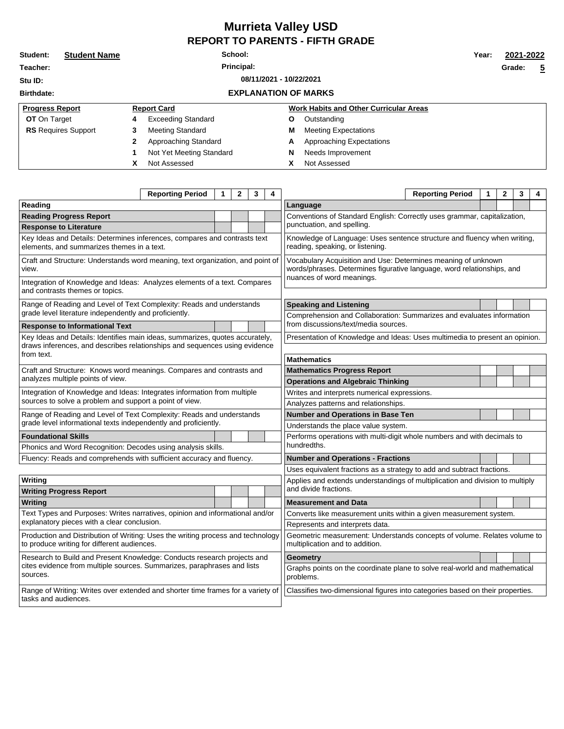# Murrieta Valley USD

## REPORT TO PARENTS - FIFTH GRADE

**Student:** **Student Name** | **School:** | **Year:** **2021-2022**

**Teacher:** | **Principal:** | **Grade:** **5**

**Stu ID:** | **08/11/2021 - 10/22/2021**

**Birthdate:**

### EXPLANATION OF MARKS

| Progress Report | Report Card | Work Habits and Other Curricular Areas |
|---|---|---|
| **OT** On Target | **4** Exceeding Standard | **O** Outstanding |
| **RS** Requires Support | **3** Meeting Standard | **M** Meeting Expectations |
| | **2** Approaching Standard | **A** Approaching Expectations |
| | **1** Not Yet Meeting Standard | **N** Needs Improvement |
| | **X** Not Assessed | **X** Not Assessed |

| Reporting Period | 1 | 2 | 3 | 4 |
|---|---|---|---|---|
| **Reading** | | | | |
| **Reading Progress Report** | | | | |
| **Response to Literature** | | | | |
| Key Ideas and Details: Determines inferences, compares and contrasts text elements, and summarizes themes in a text. | | | | |
| Craft and Structure: Understands word meaning, text organization, and point of view. | | | | |
| Integration of Knowledge and Ideas: Analyzes elements of a text. Compares and contrasts themes or topics. | | | | |
| Range of Reading and Level of Text Complexity: Reads and understands grade level literature independently and proficiently. | | | | |
| **Response to Informational Text** | | | | |
| Key Ideas and Details: Identifies main ideas, summarizes, quotes accurately, draws inferences, and describes relationships and sequences using evidence from text. | | | | |
| Craft and Structure: Knows word meanings. Compares and contrasts and analyzes multiple points of view. | | | | |
| Integration of Knowledge and Ideas: Integrates information from multiple sources to solve a problem and support a point of view. | | | | |
| Range of Reading and Level of Text Complexity: Reads and understands grade level informational texts independently and proficiently. | | | | |
| **Foundational Skills** | | | | |
| Phonics and Word Recognition: Decodes using analysis skills. | | | | |
| Fluency: Reads and comprehends with sufficient accuracy and fluency. | | | | |
| **Writing** | | | | |
| **Writing Progress Report** | | | | |
| **Writing** | | | | |
| Text Types and Purposes: Writes narratives, opinion and informational and/or explanatory pieces with a clear conclusion. | | | | |
| Production and Distribution of Writing: Uses the writing process and technology to produce writing for different audiences. | | | | |
| Research to Build and Present Knowledge: Conducts research projects and cites evidence from multiple sources. Summarizes, paraphrases and lists sources. | | | | |
| Range of Writing: Writes over extended and shorter time frames for a variety of tasks and audiences. | | | | |

| Reporting Period | 1 | 2 | 3 | 4 |
|---|---|---|---|---|
| **Language** | | | | |
| Conventions of Standard English: Correctly uses grammar, capitalization, punctuation, and spelling. | | | | |
| Knowledge of Language: Uses sentence structure and fluency when writing, reading, speaking, or listening. | | | | |
| Vocabulary Acquisition and Use: Determines meaning of unknown words/phrases. Determines figurative language, word relationships, and nuances of word meanings. | | | | |
| **Speaking and Listening** | | | | |
| Comprehension and Collaboration: Summarizes and evaluates information from discussions/text/media sources. | | | | |
| Presentation of Knowledge and Ideas: Uses multimedia to present an opinion. | | | | |
| **Mathematics** | | | | |
| **Mathematics Progress Report** | | | | |
| **Operations and Algebraic Thinking** | | | | |
| Writes and interprets numerical expressions. | | | | |
| Analyzes patterns and relationships. | | | | |
| **Number and Operations in Base Ten** | | | | |
| Understands the place value system. | | | | |
| Performs operations with multi-digit whole numbers and with decimals to hundredths. | | | | |
| **Number and Operations - Fractions** | | | | |
| Uses equivalent fractions as a strategy to add and subtract fractions. | | | | |
| Applies and extends understandings of multiplication and division to multiply and divide fractions. | | | | |
| **Measurement and Data** | | | | |
| Converts like measurement units within a given measurement system. | | | | |
| Represents and interprets data. | | | | |
| Geometric measurement: Understands concepts of volume. Relates volume to multiplication and to addition. | | | | |
| **Geometry** | | | | |
| Graphs points on the coordinate plane to solve real-world and mathematical problems. | | | | |
| Classifies two-dimensional figures into categories based on their properties. | | | | |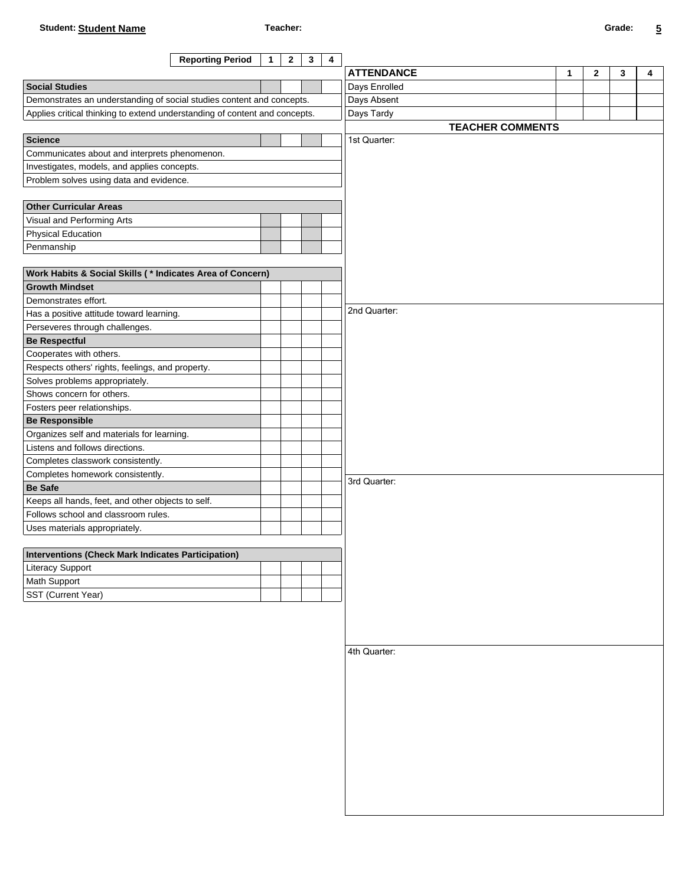**Student:** Student Name **Teacher:** **Grade:** 5

| Reporting Period | 1 | 2 | 3 | 4 |
|---|---|---|---|---|
| **Social Studies** | | | | |
| Demonstrates an understanding of social studies content and concepts. | | | | |
| Applies critical thinking to extend understanding of content and concepts. | | | | |
| **Science** | | | | |
| Communicates about and interprets phenomenon. | | | | |
| Investigates, models, and applies concepts. | | | | |
| Problem solves using data and evidence. | | | | |
| **Other Curricular Areas** | | | | |
| Visual and Performing Arts | | | | |
| Physical Education | | | | |
| Penmanship | | | | |

| Work Habits & Social Skills ( * Indicates Area of Concern) | 1 | 2 | 3 | 4 |
|---|---|---|---|---|
| **Growth Mindset** | | | | |
| Demonstrates effort. | | | | |
| Has a positive attitude toward learning. | | | | |
| Perseveres through challenges. | | | | |
| **Be Respectful** | | | | |
| Cooperates with others. | | | | |
| Respects others' rights, feelings, and property. | | | | |
| Solves problems appropriately. | | | | |
| Shows concern for others. | | | | |
| Fosters peer relationships. | | | | |
| **Be Responsible** | | | | |
| Organizes self and materials for learning. | | | | |
| Listens and follows directions. | | | | |
| Completes classwork consistently. | | | | |
| Completes homework consistently. | | | | |
| **Be Safe** | | | | |
| Keeps all hands, feet, and other objects to self. | | | | |
| Follows school and classroom rules. | | | | |
| Uses materials appropriately. | | | | |

| Interventions (Check Mark Indicates Participation) | 1 | 2 | 3 | 4 |
|---|---|---|---|---|
| Literacy Support | | | | |
| Math Support | | | | |
| SST (Current Year) | | | | |

| ATTENDANCE | 1 | 2 | 3 | 4 |
|---|---|---|---|---|
| Days Enrolled | | | | |
| Days Absent | | | | |
| Days Tardy | | | | |

## TEACHER COMMENTS

1st Quarter:

2nd Quarter:

3rd Quarter:

4th Quarter: